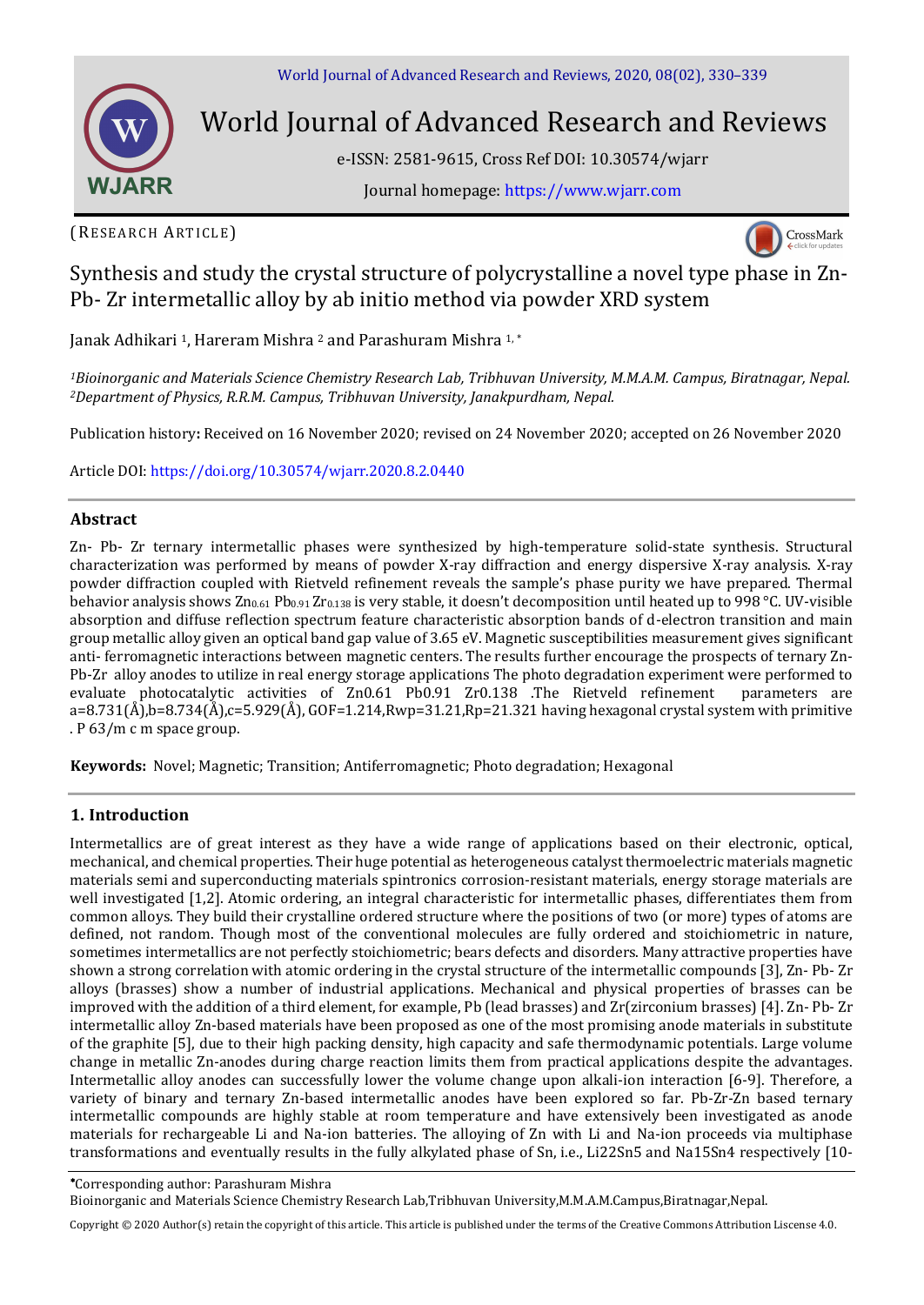(RESEARCH ARTICLE)

# Synthesis and study the crystal structure of polycrystalline a novel type phase in Zn-Pb- Zr intermetallic alloy by ab initio method via powder XRD system

Janak Adhikari [1], Hareram Mishra [2] and Parashuram Mishra [1,*]

*[1]Bioinorganic and Materials Science Chemistry Research Lab, Tribhuvan University, M.M.A.M. Campus, Biratnagar, Nepal.*
*[2]Department of Physics, R.R.M. Campus, Tribhuvan University, Janakpurdham, Nepal.*

Publication history**:** Received on 16 November 2020; revised on 24 November 2020; accepted on 26 November 2020

Article DOI: https://doi.org/10.30574/wjarr.2020.8.2.0440

## Abstract

Zn- Pb- Zr ternary intermetallic phases were synthesized by high-temperature solid-state synthesis. Structural characterization was performed by means of powder X-ray diffraction and energy dispersive X-ray analysis. X-ray powder diffraction coupled with Rietveld refinement reveals the sample's phase purity we have prepared. Thermal behavior analysis shows $Zn_{0.61}Pb_{0.91}Zr_{0.138}$ is very stable, it doesn't decomposition until heated up to 998 °C. UV-visible absorption and diffuse reflection spectrum feature characteristic absorption bands of d-electron transition and main group metallic alloy given an optical band gap value of 3.65 eV. Magnetic susceptibilities measurement gives significant anti- ferromagnetic interactions between magnetic centers. The results further encourage the prospects of ternary Zn-Pb-Zr alloy anodes to utilize in real energy storage applications The photo degradation experiment were performed to evaluate photocatalytic activities of Zn0.61 Pb0.91 Zr0.138 .The Rietveld refinement parameters are a=8.731(Å),b=8.734(Å),c=5.929(Å), GOF=1.214,Rwp=31.21,Rp=21.321 having hexagonal crystal system with primitive . P 63/m c m space group.

**Keywords:** Novel; Magnetic; Transition; Antiferromagnetic; Photo degradation; Hexagonal

## 1. Introduction

Intermetallics are of great interest as they have a wide range of applications based on their electronic, optical, mechanical, and chemical properties. Their huge potential as heterogeneous catalyst thermoelectric materials magnetic materials semi and superconducting materials spintronics corrosion-resistant materials, energy storage materials are well investigated [1,2]. Atomic ordering, an integral characteristic for intermetallic phases, differentiates them from common alloys. They build their crystalline ordered structure where the positions of two (or more) types of atoms are defined, not random. Though most of the conventional molecules are fully ordered and stoichiometric in nature, sometimes intermetallics are not perfectly stoichiometric; bears defects and disorders. Many attractive properties have shown a strong correlation with atomic ordering in the crystal structure of the intermetallic compounds [3], Zn- Pb- Zr alloys (brasses) show a number of industrial applications. Mechanical and physical properties of brasses can be improved with the addition of a third element, for example, Pb (lead brasses) and Zr(zirconium brasses) [4]. Zn- Pb- Zr intermetallic alloy Zn-based materials have been proposed as one of the most promising anode materials in substitute of the graphite [5], due to their high packing density, high capacity and safe thermodynamic potentials. Large volume change in metallic Zn-anodes during charge reaction limits them from practical applications despite the advantages. Intermetallic alloy anodes can successfully lower the volume change upon alkali-ion interaction [6-9]. Therefore, a variety of binary and ternary Zn-based intermetallic anodes have been explored so far. Pb-Zr-Zn based ternary intermetallic compounds are highly stable at room temperature and have extensively been investigated as anode materials for rechargeable Li and Na-ion batteries. The alloying of Zn with Li and Na-ion proceeds via multiphase transformations and eventually results in the fully alkylated phase of Sn, i.e., $Li_{22}Sn_5$ and $Na_{15}Sn_4$ respectively [10-

*Corresponding author: Parashuram Mishra
Bioinorganic and Materials Science Chemistry Research Lab,Tribhuvan University,M.M.A.M.Campus,Biratnagar,Nepal.

Copyright © 2020 Author(s) retain the copyright of this article. This article is published under the terms of the Creative Commons Attribution Liscense 4.0.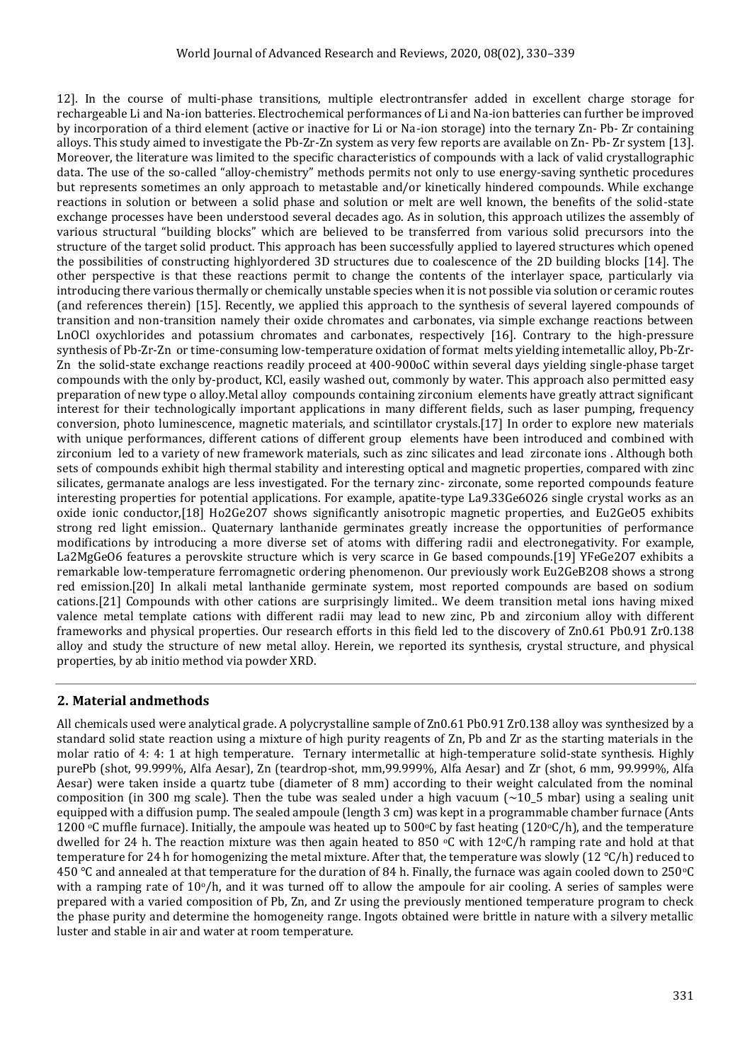12]. In the course of multi-phase transitions, multiple electrontransfer added in excellent charge storage for rechargeable Li and Na-ion batteries. Electrochemical performances of Li and Na-ion batteries can further be improved by incorporation of a third element (active or inactive for Li or Na-ion storage) into the ternary Zn- Pb- Zr containing alloys. This study aimed to investigate the Pb-Zr-Zn system as very few reports are available on Zn- Pb- Zr system [13]. Moreover, the literature was limited to the specific characteristics of compounds with a lack of valid crystallographic data. The use of the so-called "alloy-chemistry" methods permits not only to use energy-saving synthetic procedures but represents sometimes an only approach to metastable and/or kinetically hindered compounds. While exchange reactions in solution or between a solid phase and solution or melt are well known, the benefits of the solid-state exchange processes have been understood several decades ago. As in solution, this approach utilizes the assembly of various structural "building blocks" which are believed to be transferred from various solid precursors into the structure of the target solid product. This approach has been successfully applied to layered structures which opened the possibilities of constructing highlyordered 3D structures due to coalescence of the 2D building blocks [14]. The other perspective is that these reactions permit to change the contents of the interlayer space, particularly via introducing there various thermally or chemically unstable species when it is not possible via solution or ceramic routes (and references therein) [15]. Recently, we applied this approach to the synthesis of several layered compounds of transition and non-transition namely their oxide chromates and carbonates, via simple exchange reactions between LnOCl oxychlorides and potassium chromates and carbonates, respectively [16]. Contrary to the high-pressure synthesis of Pb-Zr-Zn or time-consuming low-temperature oxidation of format melts yielding intemetallic alloy, Pb-Zr-Zn the solid-state exchange reactions readily proceed at 400-900oC within several days yielding single-phase target compounds with the only by-product, KCl, easily washed out, commonly by water. This approach also permitted easy preparation of new type o alloy.Metal alloy compounds containing zirconium elements have greatly attract significant interest for their technologically important applications in many different fields, such as laser pumping, frequency conversion, photo luminescence, magnetic materials, and scintillator crystals.[17] In order to explore new materials with unique performances, different cations of different group elements have been introduced and combined with zirconium led to a variety of new framework materials, such as zinc silicates and lead zirconate ions . Although both sets of compounds exhibit high thermal stability and interesting optical and magnetic properties, compared with zinc silicates, germanate analogs are less investigated. For the ternary zinc- zirconate, some reported compounds feature interesting properties for potential applications. For example, apatite-type $La_{9.33}Ge_6O_{26}$ single crystal works as an oxide ionic conductor,[18] $Ho_2Ge_2O_7$ shows significantly anisotropic magnetic properties, and $Eu_2GeO_5$ exhibits strong red light emission.. Quaternary lanthanide germinates greatly increase the opportunities of performance modifications by introducing a more diverse set of atoms with differing radii and electronegativity. For example, $La_2MgGeO_6$ features a perovskite structure which is very scarce in Ge based compounds.[19] $YFeGe_2O_7$ exhibits a remarkable low-temperature ferromagnetic ordering phenomenon. Our previously work $Eu_2GeB_2O_8$ shows a strong red emission.[20] In alkali metal lanthanide germinate system, most reported compounds are based on sodium cations.[21] Compounds with other cations are surprisingly limited.. We deem transition metal ions having mixed valence metal template cations with different radii may lead to new zinc, Pb and zirconium alloy with different frameworks and physical properties. Our research efforts in this field led to the discovery of $Zn_{0.61}$ $Pb_{0.91}$ $Zr_{0.138}$ alloy and study the structure of new metal alloy. Herein, we reported its synthesis, crystal structure, and physical properties, by ab initio method via powder XRD.

## 2. Material andmethods

All chemicals used were analytical grade. A polycrystalline sample of $Zn_{0.61}$ $Pb_{0.91}$ $Zr_{0.138}$ alloy was synthesized by a standard solid state reaction using a mixture of high purity reagents of Zn, Pb and Zr as the starting materials in the molar ratio of 4: 4: 1 at high temperature. Ternary intermetallic at high-temperature solid-state synthesis. Highly purePb (shot, 99.999%, Alfa Aesar), Zn (teardrop-shot, mm,99.999%, Alfa Aesar) and Zr (shot, 6 mm, 99.999%, Alfa Aesar) were taken inside a quartz tube (diameter of 8 mm) according to their weight calculated from the nominal composition (in 300 mg scale). Then the tube was sealed under a high vacuum (~10_5 mbar) using a sealing unit equipped with a diffusion pump. The sealed ampoule (length 3 cm) was kept in a programmable chamber furnace (Ants 1200 °C muffle furnace). Initially, the ampoule was heated up to 500°C by fast heating (120°C/h), and the temperature dwelled for 24 h. The reaction mixture was then again heated to 850 °C with 12°C/h ramping rate and hold at that temperature for 24 h for homogenizing the metal mixture. After that, the temperature was slowly (12 °C/h) reduced to 450 °C and annealed at that temperature for the duration of 84 h. Finally, the furnace was again cooled down to 250°C with a ramping rate of 10°/h, and it was turned off to allow the ampoule for air cooling. A series of samples were prepared with a varied composition of Pb, Zn, and Zr using the previously mentioned temperature program to check the phase purity and determine the homogeneity range. Ingots obtained were brittle in nature with a silvery metallic luster and stable in air and water at room temperature.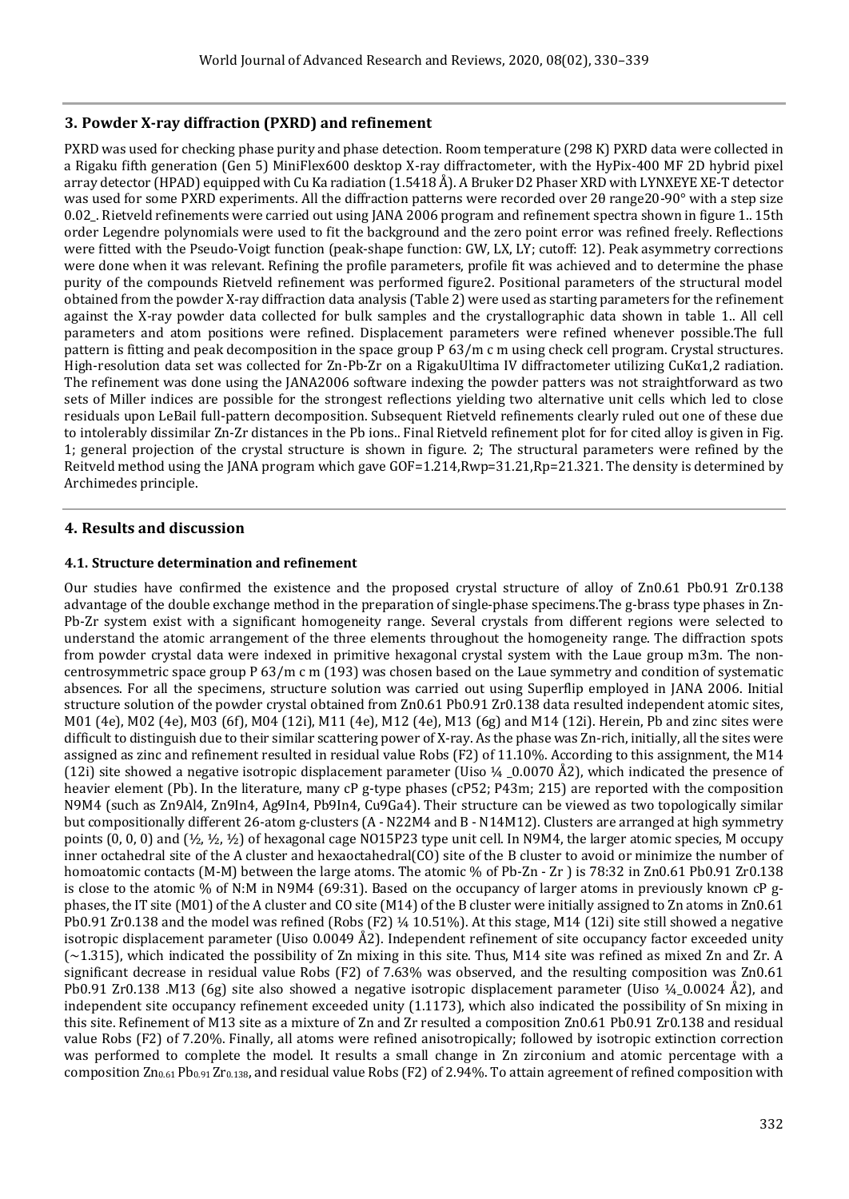## 3. Powder X-ray diffraction (PXRD) and refinement

PXRD was used for checking phase purity and phase detection. Room temperature (298 K) PXRD data were collected in a Rigaku fifth generation (Gen 5) MiniFlex600 desktop X-ray diffractometer, with the HyPix-400 MF 2D hybrid pixel array detector (HPAD) equipped with Cu Ka radiation (1.5418 Å). A Bruker D2 Phaser XRD with LYNXEYE XE-T detector was used for some PXRD experiments. All the diffraction patterns were recorded over 2θ range20-90° with a step size 0.02_. Rietveld refinements were carried out using JANA 2006 program and refinement spectra shown in figure 1.. 15th order Legendre polynomials were used to fit the background and the zero point error was refined freely. Reflections were fitted with the Pseudo-Voigt function (peak-shape function: GW, LX, LY; cutoff: 12). Peak asymmetry corrections were done when it was relevant. Refining the profile parameters, profile fit was achieved and to determine the phase purity of the compounds Rietveld refinement was performed figure2. Positional parameters of the structural model obtained from the powder X-ray diffraction data analysis (Table 2) were used as starting parameters for the refinement against the X-ray powder data collected for bulk samples and the crystallographic data shown in table 1.. All cell parameters and atom positions were refined. Displacement parameters were refined whenever possible.The full pattern is fitting and peak decomposition in the space group P 63/m c m using check cell program. Crystal structures. High-resolution data set was collected for Zn-Pb-Zr on a RigakuUltima IV diffractometer utilizing CuKα1,2 radiation. The refinement was done using the JANA2006 software indexing the powder patters was not straightforward as two sets of Miller indices are possible for the strongest reflections yielding two alternative unit cells which led to close residuals upon LeBail full-pattern decomposition. Subsequent Rietveld refinements clearly ruled out one of these due to intolerably dissimilar Zn-Zr distances in the Pb ions.. Final Rietveld refinement plot for for cited alloy is given in Fig. 1; general projection of the crystal structure is shown in figure. 2; The structural parameters were refined by the Reitveld method using the JANA program which gave GOF=1.214,Rwp=31.21,Rp=21.321. The density is determined by Archimedes principle.

## 4. Results and discussion

### 4.1. Structure determination and refinement

Our studies have confirmed the existence and the proposed crystal structure of alloy of $Zn_{0.61}Pb_{0.91}Zr_{0.138}$ advantage of the double exchange method in the preparation of single-phase specimens.The g-brass type phases in Zn-Pb-Zr system exist with a significant homogeneity range. Several crystals from different regions were selected to understand the atomic arrangement of the three elements throughout the homogeneity range. The diffraction spots from powder crystal data were indexed in primitive hexagonal crystal system with the Laue group m3m. The non-centrosymmetric space group P 63/m c m (193) was chosen based on the Laue symmetry and condition of systematic absences. For all the specimens, structure solution was carried out using Superflip employed in JANA 2006. Initial structure solution of the powder crystal obtained from $Zn_{0.61}Pb_{0.91}Zr_{0.138}$ data resulted independent atomic sites, M01 (4e), M02 (4e), M03 (6f), M04 (12i), M11 (4e), M12 (4e), M13 (6g) and M14 (12i). Herein, Pb and zinc sites were difficult to distinguish due to their similar scattering power of X-ray. As the phase was Zn-rich, initially, all the sites were assigned as zinc and refinement resulted in residual value Robs (F2) of 11.10%. According to this assignment, the M14 (12i) site showed a negative isotropic displacement parameter (Uiso ¼ _0.0070 Å2), which indicated the presence of heavier element (Pb). In the literature, many cP g-type phases (cP52; P43m; 215) are reported with the composition N9M4 (such as $Zn_9Al_4$, $Zn_9In_4$, $Ag_9In_4$, $Pb_9In_4$, $Cu_9Ga_4$). Their structure can be viewed as two topologically similar but compositionally different 26-atom g-clusters (A - N22M4 and B - N14M12). Clusters are arranged at high symmetry points (0, 0, 0) and (½, ½, ½) of hexagonal cage NO15P23 type unit cell. In N9M4, the larger atomic species, M occupy inner octahedral site of the A cluster and hexaoctahedral(CO) site of the B cluster to avoid or minimize the number of homoatomic contacts (M-M) between the large atoms. The atomic % of Pb-Zn - Zr ) is 78:32 in $Zn_{0.61}Pb_{0.91}Zr_{0.138}$ is close to the atomic % of N:M in N9M4 (69:31). Based on the occupancy of larger atoms in previously known cP g-phases, the IT site (M01) of the A cluster and CO site (M14) of the B cluster were initially assigned to Zn atoms in $Zn_{0.61}Pb_{0.91}Zr_{0.138}$ and the model was refined (Robs (F2) ¼ 10.51%). At this stage, M14 (12i) site still showed a negative isotropic displacement parameter (Uiso 0.0049 Å2). Independent refinement of site occupancy factor exceeded unity (~1.315), which indicated the possibility of Zn mixing in this site. Thus, M14 site was refined as mixed Zn and Zr. A significant decrease in residual value Robs (F2) of 7.63% was observed, and the resulting composition was $Zn_{0.61}Pb_{0.91}Zr_{0.138}$ .M13 (6g) site also showed a negative isotropic displacement parameter (Uiso ¼_0.0024 Å2), and independent site occupancy refinement exceeded unity (1.1173), which also indicated the possibility of Sn mixing in this site. Refinement of M13 site as a mixture of Zn and Zr resulted a composition $Zn_{0.61}Pb_{0.91}Zr_{0.138}$ and residual value Robs (F2) of 7.20%. Finally, all atoms were refined anisotropically; followed by isotropic extinction correction was performed to complete the model. It results a small change in Zn zirconium and atomic percentage with a composition $Zn_{0.61}Pb_{0.91}Zr_{0.138}$, and residual value Robs (F2) of 2.94%. To attain agreement of refined composition with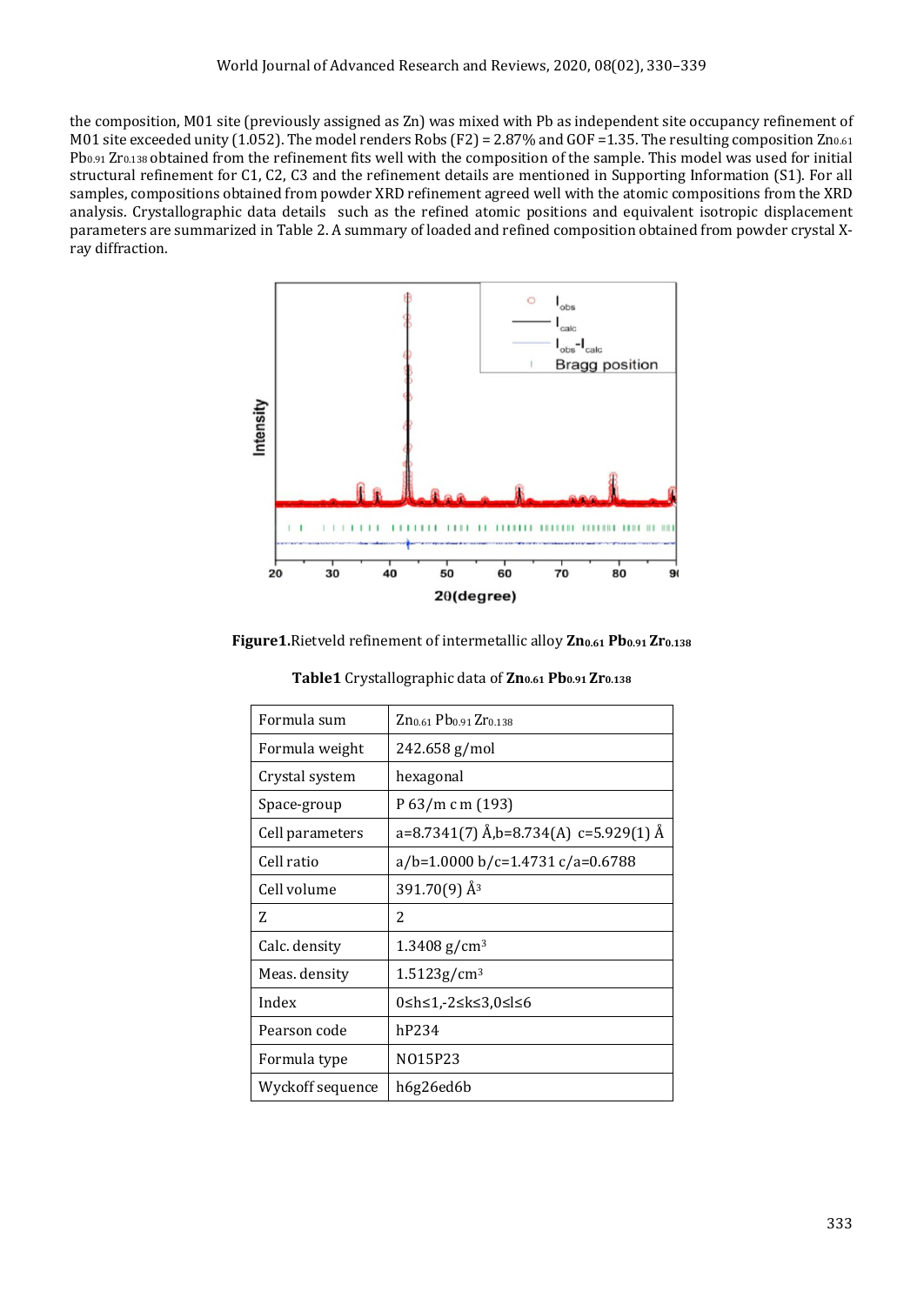the composition, M01 site (previously assigned as Zn) was mixed with Pb as independent site occupancy refinement of M01 site exceeded unity (1.052). The model renders Robs (F2) = 2.87% and GOF =1.35. The resulting composition $Zn_{0.61}$ $Pb_{0.91}$ $Zr_{0.138}$ obtained from the refinement fits well with the composition of the sample. This model was used for initial structural refinement for C1, C2, C3 and the refinement details are mentioned in Supporting Information (S1). For all samples, compositions obtained from powder XRD refinement agreed well with the atomic compositions from the XRD analysis. Crystallographic data details such as the refined atomic positions and equivalent isotropic displacement parameters are summarized in Table 2. A summary of loaded and refined composition obtained from powder crystal X-ray diffraction.

**Figure1.**Rietveld refinement of intermetallic alloy $\mathbf{Zn_{0.61}\ Pb_{0.91}\ Zr_{0.138}}$

**Table1** Crystallographic data of $\mathbf{Zn_{0.61}\ Pb_{0.91}\ Zr_{0.138}}$

| | |
|---|---|
| Formula sum | $Zn_{0.61}$ $Pb_{0.91}$ $Zr_{0.138}$ |
| Formula weight | 242.658 g/mol |
| Crystal system | hexagonal |
| Space-group | P 63/m c m (193) |
| Cell parameters | a=8.7341(7) Å,b=8.734(A) c=5.929(1) Å |
| Cell ratio | a/b=1.0000 b/c=1.4731 c/a=0.6788 |
| Cell volume | 391.70(9) Å$^3$ |
| Z | 2 |
| Calc. density | 1.3408 g/cm$^3$ |
| Meas. density | 1.5123g/cm$^3$ |
| Index | 0≤h≤1,-2≤k≤3,0≤l≤6 |
| Pearson code | hP234 |
| Formula type | NO15P23 |
| Wyckoff sequence | h6g26ed6b |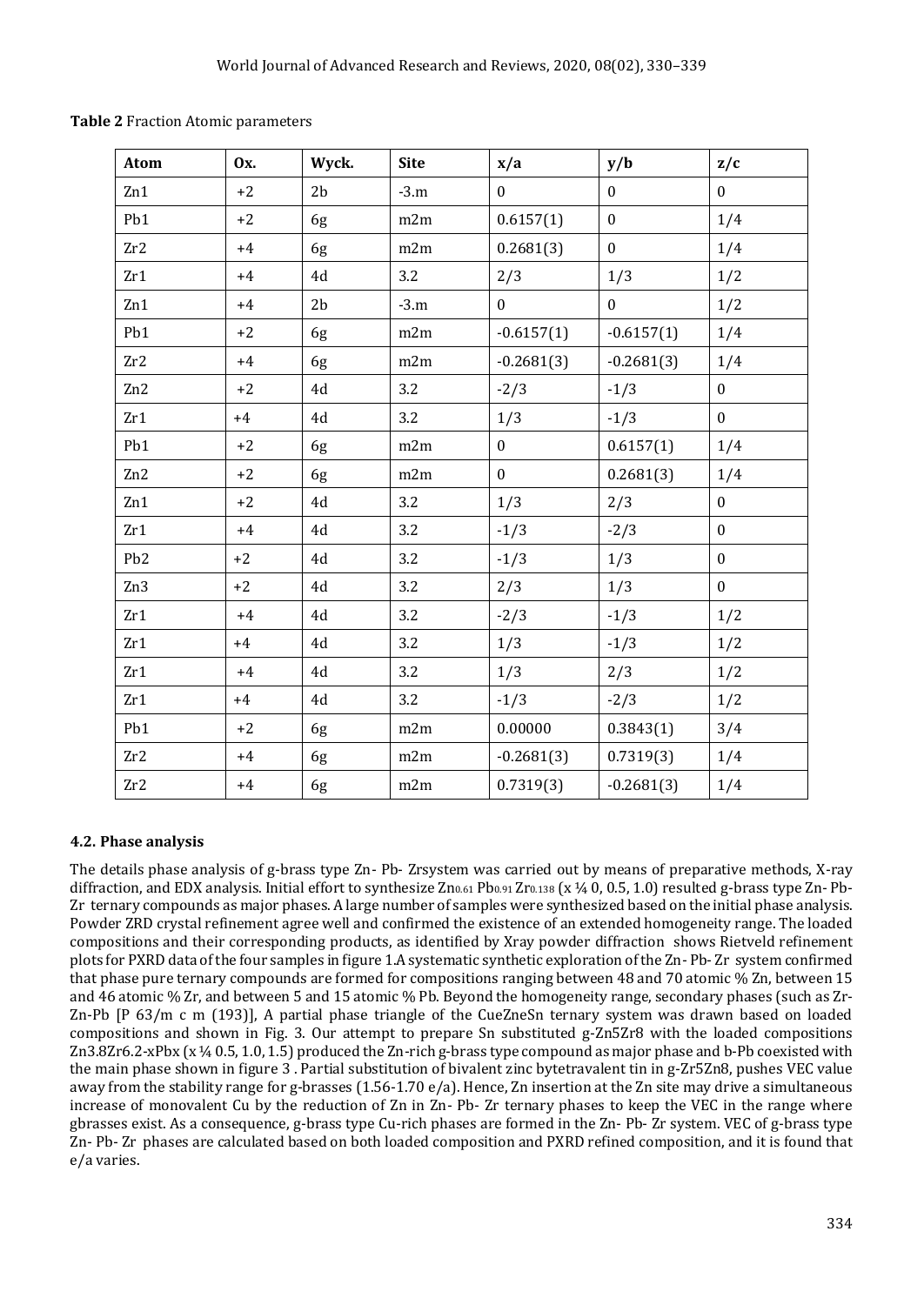**Table 2** Fraction Atomic parameters

| Atom | Ox. | Wyck. | Site | x/a | y/b | z/c |
|---|---|---|---|---|---|---|
| Zn1 | +2 | 2b | -3.m | 0 | 0 | 0 |
| Pb1 | +2 | 6g | m2m | 0.6157(1) | 0 | 1/4 |
| Zr2 | +4 | 6g | m2m | 0.2681(3) | 0 | 1/4 |
| Zr1 | +4 | 4d | 3.2 | 2/3 | 1/3 | 1/2 |
| Zn1 | +4 | 2b | -3.m | 0 | 0 | 1/2 |
| Pb1 | +2 | 6g | m2m | -0.6157(1) | -0.6157(1) | 1/4 |
| Zr2 | +4 | 6g | m2m | -0.2681(3) | -0.2681(3) | 1/4 |
| Zn2 | +2 | 4d | 3.2 | -2/3 | -1/3 | 0 |
| Zr1 | +4 | 4d | 3.2 | 1/3 | -1/3 | 0 |
| Pb1 | +2 | 6g | m2m | 0 | 0.6157(1) | 1/4 |
| Zn2 | +2 | 6g | m2m | 0 | 0.2681(3) | 1/4 |
| Zn1 | +2 | 4d | 3.2 | 1/3 | 2/3 | 0 |
| Zr1 | +4 | 4d | 3.2 | -1/3 | -2/3 | 0 |
| Pb2 | +2 | 4d | 3.2 | -1/3 | 1/3 | 0 |
| Zn3 | +2 | 4d | 3.2 | 2/3 | 1/3 | 0 |
| Zr1 | +4 | 4d | 3.2 | -2/3 | -1/3 | 1/2 |
| Zr1 | +4 | 4d | 3.2 | 1/3 | -1/3 | 1/2 |
| Zr1 | +4 | 4d | 3.2 | 1/3 | 2/3 | 1/2 |
| Zr1 | +4 | 4d | 3.2 | -1/3 | -2/3 | 1/2 |
| Pb1 | +2 | 6g | m2m | 0.00000 | 0.3843(1) | 3/4 |
| Zr2 | +4 | 6g | m2m | -0.2681(3) | 0.7319(3) | 1/4 |
| Zr2 | +4 | 6g | m2m | 0.7319(3) | -0.2681(3) | 1/4 |

### 4.2. Phase analysis

The details phase analysis of g-brass type Zn- Pb- Zrsystem was carried out by means of preparative methods, X-ray diffraction, and EDX analysis. Initial effort to synthesize $Zn_{0.61}$ $Pb_{0.91}$ $Zr_{0.138}$ (x ¼ 0, 0.5, 1.0) resulted g-brass type Zn- Pb-Zr ternary compounds as major phases. A large number of samples were synthesized based on the initial phase analysis. Powder ZRD crystal refinement agree well and confirmed the existence of an extended homogeneity range. The loaded compositions and their corresponding products, as identified by Xray powder diffraction shows Rietveld refinement plots for PXRD data of the four samples in figure 1.A systematic synthetic exploration of the Zn- Pb- Zr system confirmed that phase pure ternary compounds are formed for compositions ranging between 48 and 70 atomic % Zn, between 15 and 46 atomic % Zr, and between 5 and 15 atomic % Pb. Beyond the homogeneity range, secondary phases (such as Zr-Zn-Pb [P 63/m c m (193)], A partial phase triangle of the CueZneSn ternary system was drawn based on loaded compositions and shown in Fig. 3. Our attempt to prepare Sn substituted g-Zn5Zr8 with the loaded compositions Zn3.8Zr6.2-xPbx (x ¼ 0.5, 1.0, 1.5) produced the Zn-rich g-brass type compound as major phase and b-Pb coexisted with the main phase shown in figure 3 . Partial substitution of bivalent zinc bytetravalent tin in g-Zr5Zn8, pushes VEC value away from the stability range for g-brasses (1.56-1.70 e/a). Hence, Zn insertion at the Zn site may drive a simultaneous increase of monovalent Cu by the reduction of Zn in Zn- Pb- Zr ternary phases to keep the VEC in the range where gbrasses exist. As a consequence, g-brass type Cu-rich phases are formed in the Zn- Pb- Zr system. VEC of g-brass type Zn- Pb- Zr phases are calculated based on both loaded composition and PXRD refined composition, and it is found that e/a varies.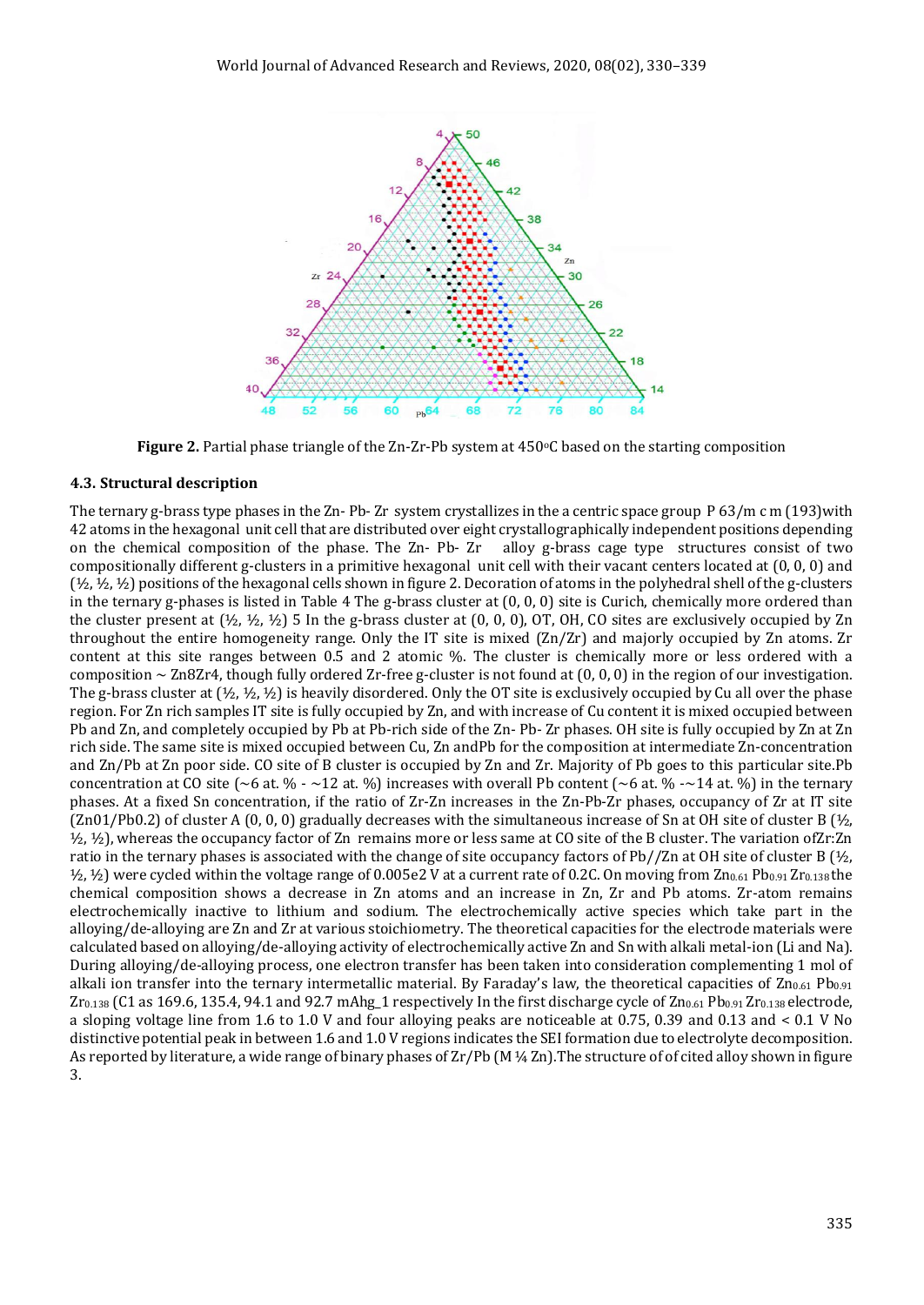Figure 2. Partial phase triangle of the Zn-Zr-Pb system at 450°C based on the starting composition

### 4.3. Structural description

The ternary g-brass type phases in the Zn- Pb- Zr system crystallizes in the a centric space group P 63/m c m (193)with 42 atoms in the hexagonal unit cell that are distributed over eight crystallographically independent positions depending on the chemical composition of the phase. The Zn- Pb- Zr alloy g-brass cage type structures consist of two compositionally different g-clusters in a primitive hexagonal unit cell with their vacant centers located at (0, 0, 0) and (½, ½, ½) positions of the hexagonal cells shown in figure 2. Decoration of atoms in the polyhedral shell of the g-clusters in the ternary g-phases is listed in Table 4 The g-brass cluster at (0, 0, 0) site is Curich, chemically more ordered than the cluster present at (½, ½, ½) 5 In the g-brass cluster at (0, 0, 0), OT, OH, CO sites are exclusively occupied by Zn throughout the entire homogeneity range. Only the IT site is mixed (Zn/Zr) and majorly occupied by Zn atoms. Zr content at this site ranges between 0.5 and 2 atomic %. The cluster is chemically more or less ordered with a composition ~ Zn8Zr4, though fully ordered Zr-free g-cluster is not found at (0, 0, 0) in the region of our investigation. The g-brass cluster at (½, ½, ½) is heavily disordered. Only the OT site is exclusively occupied by Cu all over the phase region. For Zn rich samples IT site is fully occupied by Zn, and with increase of Cu content it is mixed occupied between Pb and Zn, and completely occupied by Pb at Pb-rich side of the Zn- Pb- Zr phases. OH site is fully occupied by Zn at Zn rich side. The same site is mixed occupied between Cu, Zn andPb for the composition at intermediate Zn-concentration and Zn/Pb at Zn poor side. CO site of B cluster is occupied by Zn and Zr. Majority of Pb goes to this particular site.Pb concentration at CO site (~6 at. % - ~12 at. %) increases with overall Pb content (~6 at. % -~14 at. %) in the ternary phases. At a fixed Sn concentration, if the ratio of Zr-Zn increases in the Zn-Pb-Zr phases, occupancy of Zr at IT site (Zn01/Pb0.2) of cluster A (0, 0, 0) gradually decreases with the simultaneous increase of Sn at OH site of cluster B (½, ½, ½), whereas the occupancy factor of Zn remains more or less same at CO site of the B cluster. The variation ofZr:Zn ratio in the ternary phases is associated with the change of site occupancy factors of Pb//Zn at OH site of cluster B (½, ½, ½) were cycled within the voltage range of 0.005e2 V at a current rate of 0.2C. On moving from $Zn_{0.61}$ $Pb_{0.91}$ $Zr_{0.138}$ the chemical composition shows a decrease in Zn atoms and an increase in Zn, Zr and Pb atoms. Zr-atom remains electrochemically inactive to lithium and sodium. The electrochemically active species which take part in the alloying/de-alloying are Zn and Zr at various stoichiometry. The theoretical capacities for the electrode materials were calculated based on alloying/de-alloying activity of electrochemically active Zn and Sn with alkali metal-ion (Li and Na). During alloying/de-alloying process, one electron transfer has been taken into consideration complementing 1 mol of alkali ion transfer into the ternary intermetallic material. By Faraday's law, the theoretical capacities of $Zn_{0.61}$ $Pb_{0.91}$ $Zr_{0.138}$ (C1 as 169.6, 135.4, 94.1 and 92.7 mAhg_1 respectively In the first discharge cycle of $Zn_{0.61}$ $Pb_{0.91}$ $Zr_{0.138}$ electrode, a sloping voltage line from 1.6 to 1.0 V and four alloying peaks are noticeable at 0.75, 0.39 and 0.13 and < 0.1 V No distinctive potential peak in between 1.6 and 1.0 V regions indicates the SEI formation due to electrolyte decomposition. As reported by literature, a wide range of binary phases of Zr/Pb (M ¼ Zn).The structure of of cited alloy shown in figure 3.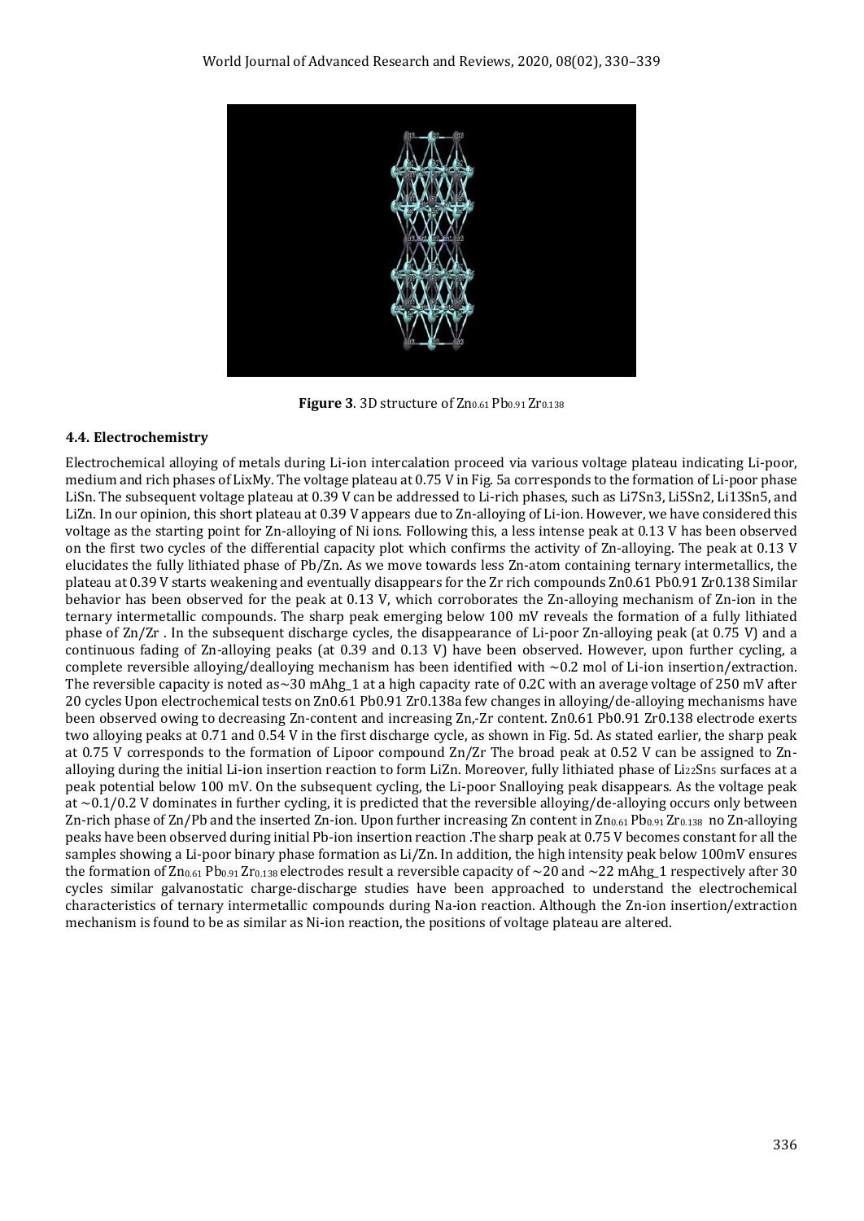**Figure 3**. 3D structure of $Zn_{0.61}Pb_{0.91}Zr_{0.138}$

### 4.4. Electrochemistry

Electrochemical alloying of metals during Li-ion intercalation proceed via various voltage plateau indicating Li-poor, medium and rich phases of LixMy. The voltage plateau at 0.75 V in Fig. 5a corresponds to the formation of Li-poor phase LiSn. The subsequent voltage plateau at 0.39 V can be addressed to Li-rich phases, such as Li7Sn3, Li5Sn2, Li13Sn5, and LiZn. In our opinion, this short plateau at 0.39 V appears due to Zn-alloying of Li-ion. However, we have considered this voltage as the starting point for Zn-alloying of Ni ions. Following this, a less intense peak at 0.13 V has been observed on the first two cycles of the differential capacity plot which confirms the activity of Zn-alloying. The peak at 0.13 V elucidates the fully lithiated phase of Pb/Zn. As we move towards less Zn-atom containing ternary intermetallics, the plateau at 0.39 V starts weakening and eventually disappears for the Zr rich compounds Zn0.61 Pb0.91 Zr0.138 Similar behavior has been observed for the peak at 0.13 V, which corroborates the Zn-alloying mechanism of Zn-ion in the ternary intermetallic compounds. The sharp peak emerging below 100 mV reveals the formation of a fully lithiated phase of Zn/Zr . In the subsequent discharge cycles, the disappearance of Li-poor Zn-alloying peak (at 0.75 V) and a continuous fading of Zn-alloying peaks (at 0.39 and 0.13 V) have been observed. However, upon further cycling, a complete reversible alloying/dealloying mechanism has been identified with ~0.2 mol of Li-ion insertion/extraction. The reversible capacity is noted as~30 mAhg_1 at a high capacity rate of 0.2C with an average voltage of 250 mV after 20 cycles Upon electrochemical tests on Zn0.61 Pb0.91 Zr0.138a few changes in alloying/de-alloying mechanisms have been observed owing to decreasing Zn-content and increasing Zn,-Zr content. Zn0.61 Pb0.91 Zr0.138 electrode exerts two alloying peaks at 0.71 and 0.54 V in the first discharge cycle, as shown in Fig. 5d. As stated earlier, the sharp peak at 0.75 V corresponds to the formation of Lipoor compound Zn/Zr The broad peak at 0.52 V can be assigned to Zn-alloying during the initial Li-ion insertion reaction to form LiZn. Moreover, fully lithiated phase of $Li_{22}Sn_5$ surfaces at a peak potential below 100 mV. On the subsequent cycling, the Li-poor Snalloying peak disappears. As the voltage peak at ~0.1/0.2 V dominates in further cycling, it is predicted that the reversible alloying/de-alloying occurs only between Zn-rich phase of Zn/Pb and the inserted Zn-ion. Upon further increasing Zn content in $Zn_{0.61}Pb_{0.91}Zr_{0.138}$ no Zn-alloying peaks have been observed during initial Pb-ion insertion reaction .The sharp peak at 0.75 V becomes constant for all the samples showing a Li-poor binary phase formation as Li/Zn. In addition, the high intensity peak below 100mV ensures the formation of $Zn_{0.61}Pb_{0.91}Zr_{0.138}$ electrodes result a reversible capacity of ~20 and ~22 mAhg_1 respectively after 30 cycles similar galvanostatic charge-discharge studies have been approached to understand the electrochemical characteristics of ternary intermetallic compounds during Na-ion reaction. Although the Zn-ion insertion/extraction mechanism is found to be as similar as Ni-ion reaction, the positions of voltage plateau are altered.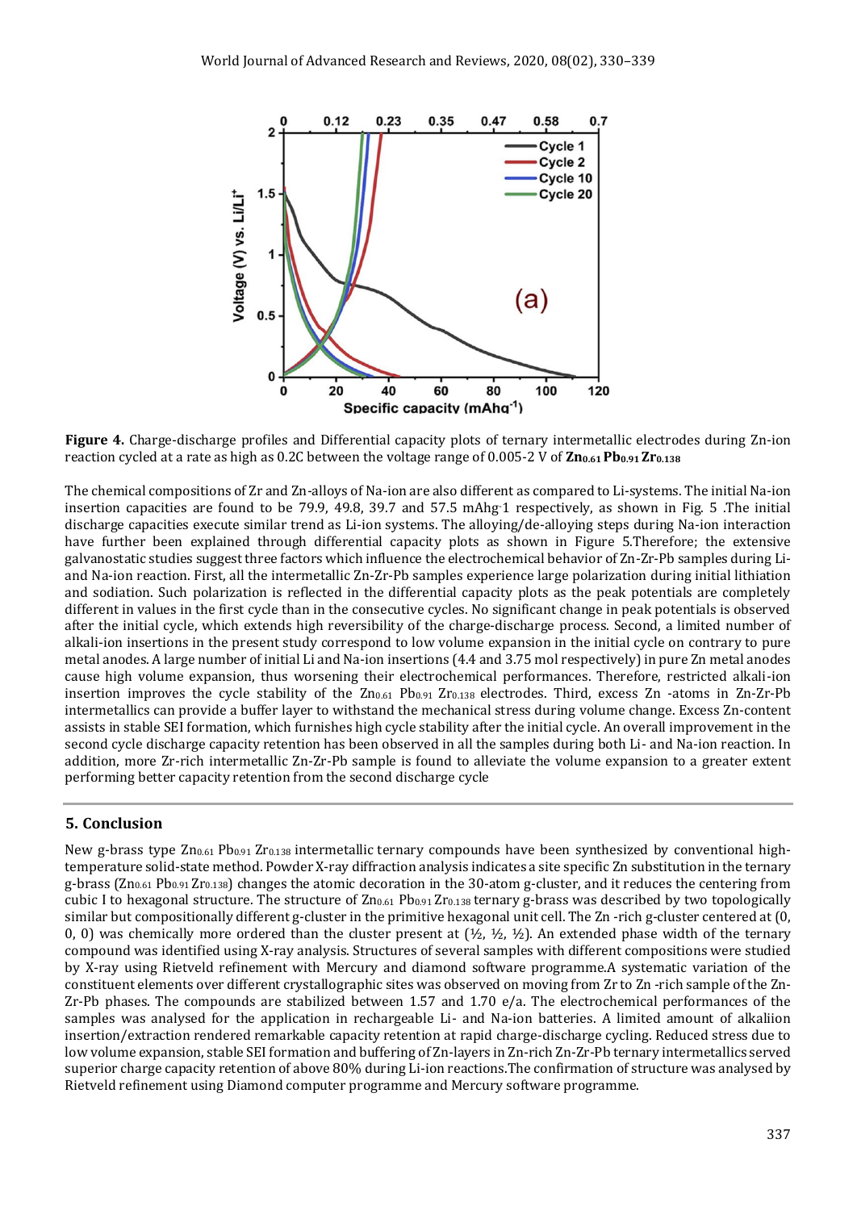**Figure 4.** Charge-discharge profiles and Differential capacity plots of ternary intermetallic electrodes during Zn-ion reaction cycled at a rate as high as 0.2C between the voltage range of 0.005-2 V of **$Zn_{0.61}$ $Pb_{0.91}$ $Zr_{0.138}$**

The chemical compositions of Zr and Zn-alloys of Na-ion are also different as compared to Li-systems. The initial Na-ion insertion capacities are found to be 79.9, 49.8, 39.7 and 57.5 $mAhg^{-1}$ respectively, as shown in Fig. 5 .The initial discharge capacities execute similar trend as Li-ion systems. The alloying/de-alloying steps during Na-ion interaction have further been explained through differential capacity plots as shown in Figure 5.Therefore; the extensive galvanostatic studies suggest three factors which influence the electrochemical behavior of Zn-Zr-Pb samples during Li- and Na-ion reaction. First, all the intermetallic Zn-Zr-Pb samples experience large polarization during initial lithiation and sodiation. Such polarization is reflected in the differential capacity plots as the peak potentials are completely different in values in the first cycle than in the consecutive cycles. No significant change in peak potentials is observed after the initial cycle, which extends high reversibility of the charge-discharge process. Second, a limited number of alkali-ion insertions in the present study correspond to low volume expansion in the initial cycle on contrary to pure metal anodes. A large number of initial Li and Na-ion insertions (4.4 and 3.75 mol respectively) in pure Zn metal anodes cause high volume expansion, thus worsening their electrochemical performances. Therefore, restricted alkali-ion insertion improves the cycle stability of the $Zn_{0.61}$ $Pb_{0.91}$ $Zr_{0.138}$ electrodes. Third, excess Zn -atoms in Zn-Zr-Pb intermetallics can provide a buffer layer to withstand the mechanical stress during volume change. Excess Zn-content assists in stable SEI formation, which furnishes high cycle stability after the initial cycle. An overall improvement in the second cycle discharge capacity retention has been observed in all the samples during both Li- and Na-ion reaction. In addition, more Zr-rich intermetallic Zn-Zr-Pb sample is found to alleviate the volume expansion to a greater extent performing better capacity retention from the second discharge cycle

## 5. Conclusion

New g-brass type $Zn_{0.61}$ $Pb_{0.91}$ $Zr_{0.138}$ intermetallic ternary compounds have been synthesized by conventional high-temperature solid-state method. Powder X-ray diffraction analysis indicates a site specific Zn substitution in the ternary g-brass ($Zn_{0.61}$ $Pb_{0.91}$ $Zr_{0.138}$) changes the atomic decoration in the 30-atom g-cluster, and it reduces the centering from cubic I to hexagonal structure. The structure of $Zn_{0.61}$ $Pb_{0.91}$ $Zr_{0.138}$ ternary g-brass was described by two topologically similar but compositionally different g-cluster in the primitive hexagonal unit cell. The Zn -rich g-cluster centered at (0, 0, 0) was chemically more ordered than the cluster present at (½, ½, ½). An extended phase width of the ternary compound was identified using X-ray analysis. Structures of several samples with different compositions were studied by X-ray using Rietveld refinement with Mercury and diamond software programme.A systematic variation of the constituent elements over different crystallographic sites was observed on moving from Zr to Zn -rich sample of the Zn-Zr-Pb phases. The compounds are stabilized between 1.57 and 1.70 e/a. The electrochemical performances of the samples was analysed for the application in rechargeable Li- and Na-ion batteries. A limited amount of alkaliion insertion/extraction rendered remarkable capacity retention at rapid charge-discharge cycling. Reduced stress due to low volume expansion, stable SEI formation and buffering of Zn-layers in Zn-rich Zn-Zr-Pb ternary intermetallics served superior charge capacity retention of above 80% during Li-ion reactions.The confirmation of structure was analysed by Rietveld refinement using Diamond computer programme and Mercury software programme.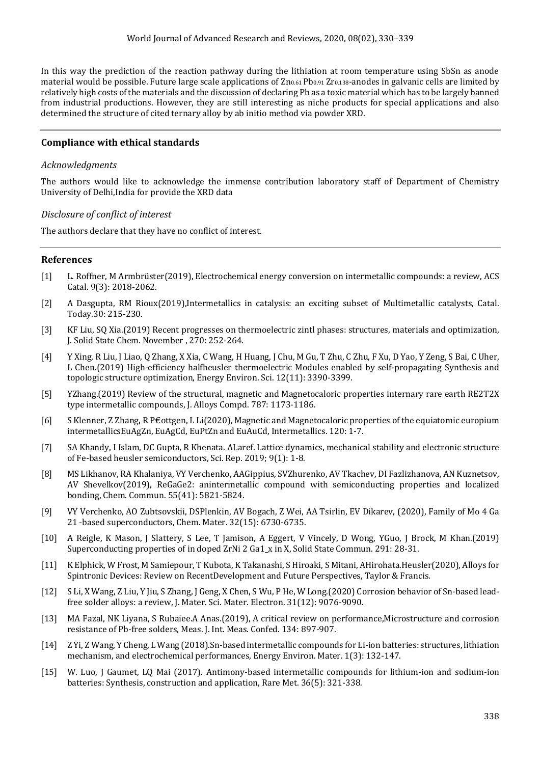In this way the prediction of the reaction pathway during the lithiation at room temperature using SbSn as anode material would be possible. Future large scale applications of $Zn_{0.61}$ $Pb_{0.91}$ $Zr_{0.138}$-anodes in galvanic cells are limited by relatively high costs of the materials and the discussion of declaring Pb as a toxic material which has to be largely banned from industrial productions. However, they are still interesting as niche products for special applications and also determined the structure of cited ternary alloy by ab initio method via powder XRD.

## Compliance with ethical standards

### *Acknowledgments*

The authors would like to acknowledge the immense contribution laboratory staff of Department of Chemistry University of Delhi,India for provide the XRD data

### *Disclosure of conflict of interest*

The authors declare that they have no conflict of interest.

## References

[1] L. Roffner, M Armbrüster(2019), Electrochemical energy conversion on intermetallic compounds: a review, ACS Catal. 9(3): 2018-2062.

[2] A Dasgupta, RM Rioux(2019),Intermetallics in catalysis: an exciting subset of Multimetallic catalysts, Catal. Today.30: 215-230.

[3] KF Liu, SQ Xia.(2019) Recent progresses on thermoelectric zintl phases: structures, materials and optimization, J. Solid State Chem. November , 270: 252-264.

[4] Y Xing, R Liu, J Liao, Q Zhang, X Xia, C Wang, H Huang, J Chu, M Gu, T Zhu, C Zhu, F Xu, D Yao, Y Zeng, S Bai, C Uher, L Chen.(2019) High-efficiency halfheusler thermoelectric Modules enabled by self-propagating Synthesis and topologic structure optimization, Energy Environ. Sci. 12(11): 3390-3399.

[5] YZhang.(2019) Review of the structural, magnetic and Magnetocaloric properties internary rare earth RE2T2X type intermetallic compounds, J. Alloys Compd. 787: 1173-1186.

[6] S Klenner, Z Zhang, R P€ottgen, L Li(2020), Magnetic and Magnetocaloric properties of the equiatomic europium intermetallicsEuAgZn, EuAgCd, EuPtZn and EuAuCd, Intermetallics. 120: 1-7.

[7] SA Khandy, I Islam, DC Gupta, R Khenata. ALaref. Lattice dynamics, mechanical stability and electronic structure of Fe-based heusler semiconductors, Sci. Rep. 2019; 9(1): 1-8.

[8] MS Likhanov, RA Khalaniya, VY Verchenko, AAGippius, SVZhurenko, AV Tkachev, DI Fazlizhanova, AN Kuznetsov, AV Shevelkov(2019), ReGaGe2: anintermetallic compound with semiconducting properties and localized bonding, Chem. Commun. 55(41): 5821-5824.

[9] VY Verchenko, AO Zubtsovskii, DSPlenkin, AV Bogach, Z Wei, AA Tsirlin, EV Dikarev, (2020), Family of Mo 4 Ga 21 -based superconductors, Chem. Mater. 32(15): 6730-6735.

[10] A Reigle, K Mason, J Slattery, S Lee, T Jamison, A Eggert, V Vincely, D Wong, YGuo, J Brock, M Khan.(2019) Superconducting properties of in doped ZrNi 2 Ga1_x in X, Solid State Commun. 291: 28-31.

[11] K Elphick, W Frost, M Samiepour, T Kubota, K Takanashi, S Hiroaki, S Mitani, AHirohata.Heusler(2020), Alloys for Spintronic Devices: Review on RecentDevelopment and Future Perspectives, Taylor & Francis.

[12] S Li, X Wang, Z Liu, Y Jiu, S Zhang, J Geng, X Chen, S Wu, P He, W Long.(2020) Corrosion behavior of Sn-based lead-free solder alloys: a review, J. Mater. Sci. Mater. Electron. 31(12): 9076-9090.

[13] MA Fazal, NK Liyana, S Rubaiee.A Anas.(2019), A critical review on performance,Microstructure and corrosion resistance of Pb-free solders, Meas. J. Int. Meas. Confed. 134: 897-907.

[14] Z Yi, Z Wang, Y Cheng, L Wang (2018).Sn-based intermetallic compounds for Li-ion batteries: structures, lithiation mechanism, and electrochemical performances, Energy Environ. Mater. 1(3): 132-147.

[15] W. Luo, J Gaumet, LQ Mai (2017). Antimony-based intermetallic compounds for lithium-ion and sodium-ion batteries: Synthesis, construction and application, Rare Met. 36(5): 321-338.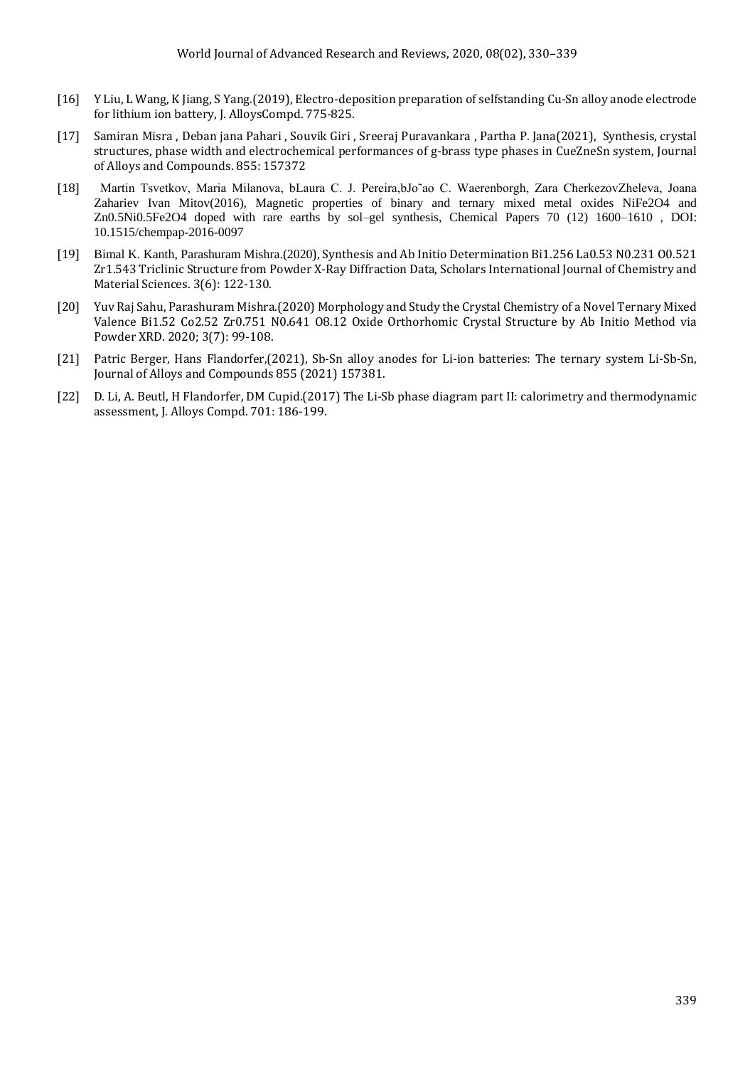[16] Y Liu, L Wang, K Jiang, S Yang.(2019), Electro-deposition preparation of selfstanding Cu-Sn alloy anode electrode for lithium ion battery, J. AlloysCompd. 775-825.

[17] Samiran Misra , Deban jana Pahari , Souvik Giri , Sreeraj Puravankara , Partha P. Jana(2021), Synthesis, crystal structures, phase width and electrochemical performances of g-brass type phases in CueZneSn system, Journal of Alloys and Compounds. 855: 157372

[18] Martin Tsvetkov, Maria Milanova, bLaura C. J. Pereira,bJo˜ao C. Waerenborgh, Zara CherkezovZheleva, Joana Zahariev Ivan Mitov(2016), Magnetic properties of binary and ternary mixed metal oxides $NiFe_2O_4$ and $Zn_{0.5}Ni_{0.5}Fe_2O_4$ doped with rare earths by sol–gel synthesis, Chemical Papers 70 (12) 1600–1610 , DOI: 10.1515/chempap-2016-0097

[19] Bimal K. Kanth, Parashuram Mishra.(2020), Synthesis and Ab Initio Determination $Bi_{1.256}La_{0.53}N_{0.231}O_{0.521}Zr_{1.543}$ Triclinic Structure from Powder X-Ray Diffraction Data, Scholars International Journal of Chemistry and Material Sciences. 3(6): 122-130.

[20] Yuv Raj Sahu, Parashuram Mishra.(2020) Morphology and Study the Crystal Chemistry of a Novel Ternary Mixed Valence $Bi_{1.52}Co_{2.52}Zr_{0.751}N_{0.641}O_{8.12}$ Oxide Orthorhomic Crystal Structure by Ab Initio Method via Powder XRD. 2020; 3(7): 99-108.

[21] Patric Berger, Hans Flandorfer,(2021), Sb-Sn alloy anodes for Li-ion batteries: The ternary system Li-Sb-Sn, Journal of Alloys and Compounds 855 (2021) 157381.

[22] D. Li, A. Beutl, H Flandorfer, DM Cupid.(2017) The Li-Sb phase diagram part II: calorimetry and thermodynamic assessment, J. Alloys Compd. 701: 186-199.